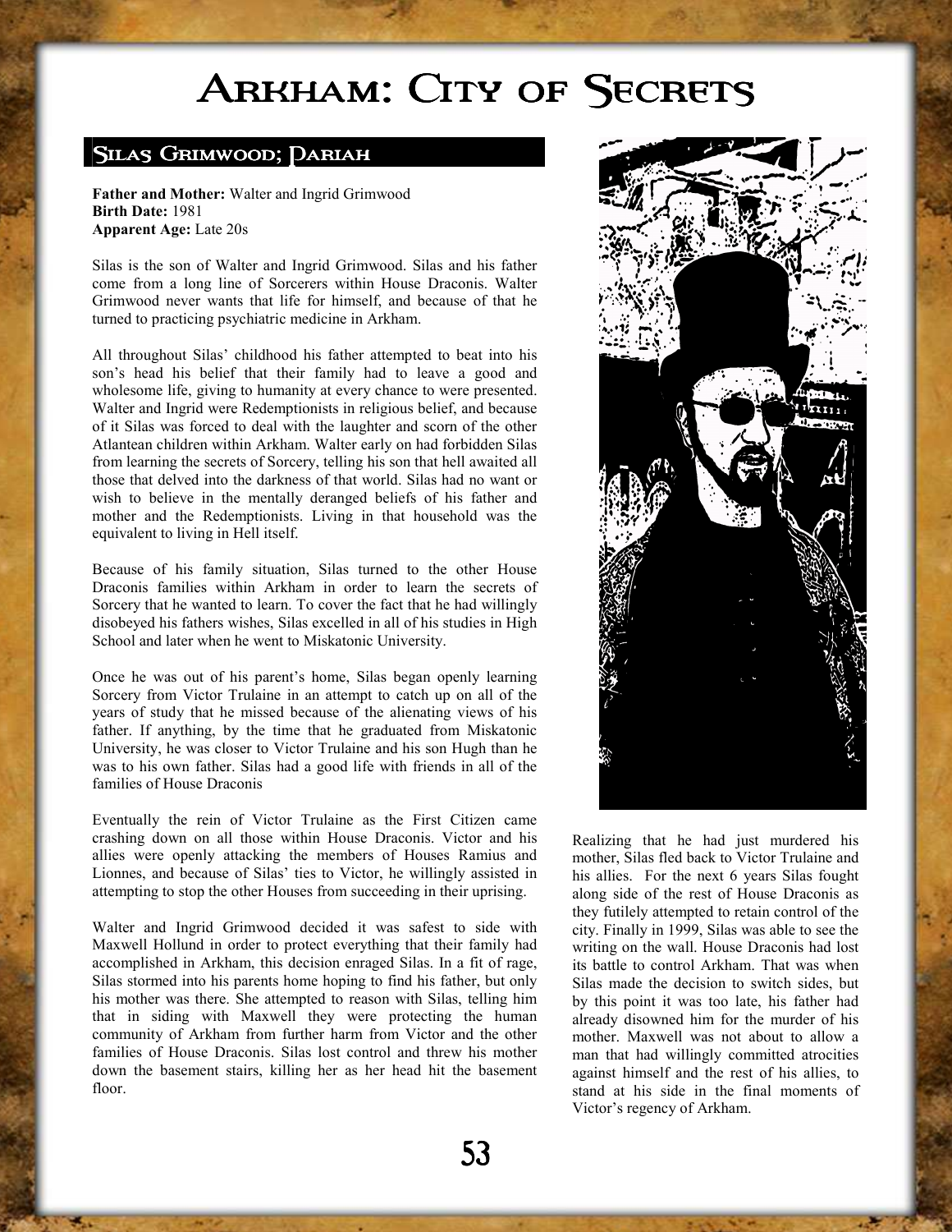# Arkham: City of Secrets

## Silas Grimwood; Pariah

**Father and Mother:** Walter and Ingrid Grimwood
**Birth Date:** 1981
**Apparent Age:** Late 20s

Silas is the son of Walter and Ingrid Grimwood. Silas and his father come from a long line of Sorcerers within House Draconis. Walter Grimwood never wants that life for himself, and because of that he turned to practicing psychiatric medicine in Arkham.

All throughout Silas' childhood his father attempted to beat into his son's head his belief that their family had to leave a good and wholesome life, giving to humanity at every chance to were presented. Walter and Ingrid were Redemptionists in religious belief, and because of it Silas was forced to deal with the laughter and scorn of the other Atlantean children within Arkham. Walter early on had forbidden Silas from learning the secrets of Sorcery, telling his son that hell awaited all those that delved into the darkness of that world. Silas had no want or wish to believe in the mentally deranged beliefs of his father and mother and the Redemptionists. Living in that household was the equivalent to living in Hell itself.

Because of his family situation, Silas turned to the other House Draconis families within Arkham in order to learn the secrets of Sorcery that he wanted to learn. To cover the fact that he had willingly disobeyed his fathers wishes, Silas excelled in all of his studies in High School and later when he went to Miskatonic University.

Once he was out of his parent's home, Silas began openly learning Sorcery from Victor Trulaine in an attempt to catch up on all of the years of study that he missed because of the alienating views of his father. If anything, by the time that he graduated from Miskatonic University, he was closer to Victor Trulaine and his son Hugh than he was to his own father. Silas had a good life with friends in all of the families of House Draconis

Eventually the rein of Victor Trulaine as the First Citizen came crashing down on all those within House Draconis. Victor and his allies were openly attacking the members of Houses Ramius and Lionnes, and because of Silas' ties to Victor, he willingly assisted in attempting to stop the other Houses from succeeding in their uprising.

Walter and Ingrid Grimwood decided it was safest to side with Maxwell Hollund in order to protect everything that their family had accomplished in Arkham, this decision enraged Silas. In a fit of rage, Silas stormed into his parents home hoping to find his father, but only his mother was there. She attempted to reason with Silas, telling him that in siding with Maxwell they were protecting the human community of Arkham from further harm from Victor and the other families of House Draconis. Silas lost control and threw his mother down the basement stairs, killing her as her head hit the basement floor.

Realizing that he had just murdered his mother, Silas fled back to Victor Trulaine and his allies. For the next 6 years Silas fought along side of the rest of House Draconis as they futilely attempted to retain control of the city. Finally in 1999, Silas was able to see the writing on the wall. House Draconis had lost its battle to control Arkham. That was when Silas made the decision to switch sides, but by this point it was too late, his father had already disowned him for the murder of his mother. Maxwell was not about to allow a man that had willingly committed atrocities against himself and the rest of his allies, to stand at his side in the final moments of Victor's regency of Arkham.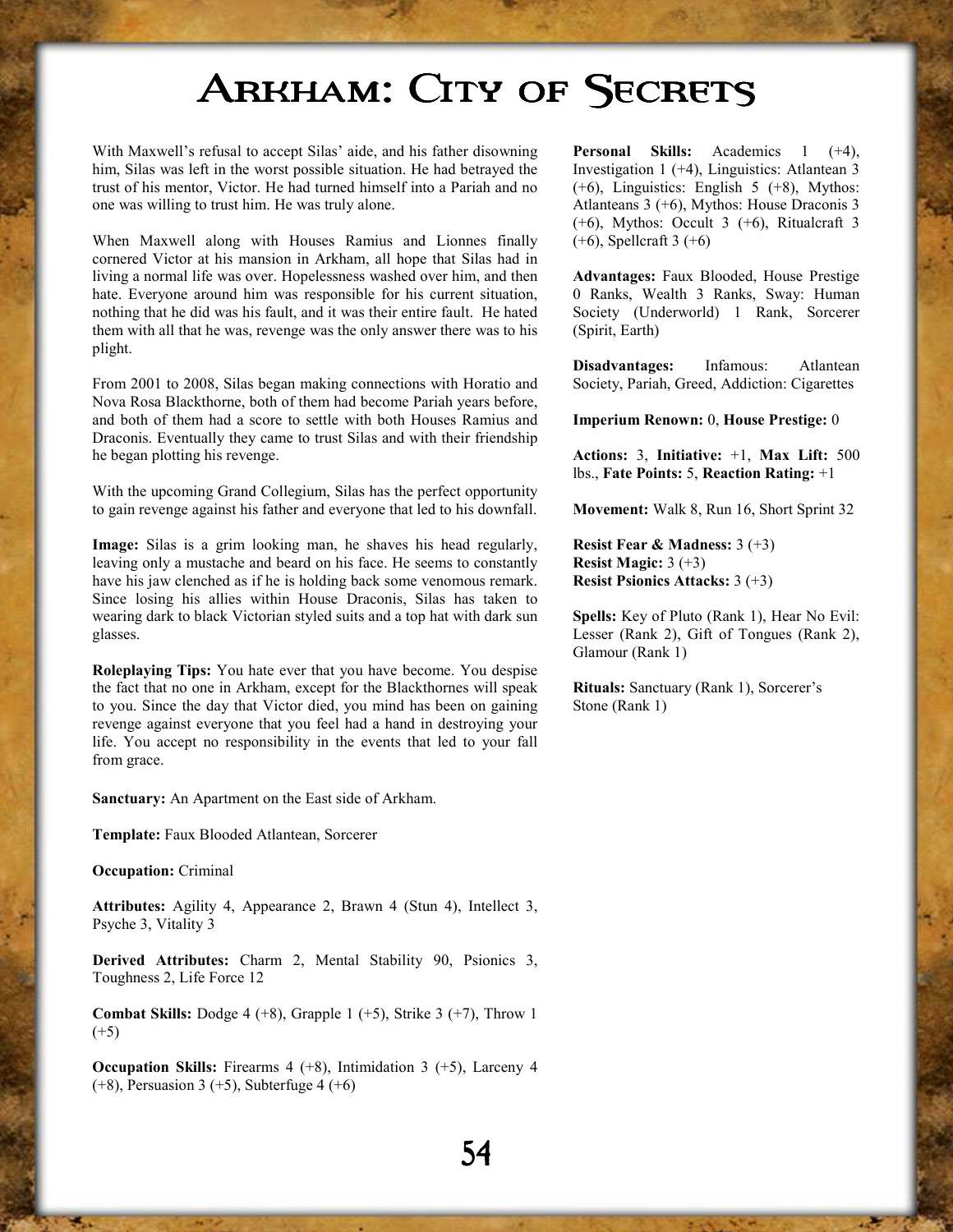With Maxwell's refusal to accept Silas' aide, and his father disowning him, Silas was left in the worst possible situation. He had betrayed the trust of his mentor, Victor. He had turned himself into a Pariah and no one was willing to trust him. He was truly alone.

When Maxwell along with Houses Ramius and Lionnes finally cornered Victor at his mansion in Arkham, all hope that Silas had in living a normal life was over. Hopelessness washed over him, and then hate. Everyone around him was responsible for his current situation, nothing that he did was his fault, and it was their entire fault. He hated them with all that he was, revenge was the only answer there was to his plight.

From 2001 to 2008, Silas began making connections with Horatio and Nova Rosa Blackthorne, both of them had become Pariah years before, and both of them had a score to settle with both Houses Ramius and Draconis. Eventually they came to trust Silas and with their friendship he began plotting his revenge.

With the upcoming Grand Collegium, Silas has the perfect opportunity to gain revenge against his father and everyone that led to his downfall.

**Image:** Silas is a grim looking man, he shaves his head regularly, leaving only a mustache and beard on his face. He seems to constantly have his jaw clenched as if he is holding back some venomous remark. Since losing his allies within House Draconis, Silas has taken to wearing dark to black Victorian styled suits and a top hat with dark sun glasses.

**Roleplaying Tips:** You hate ever that you have become. You despise the fact that no one in Arkham, except for the Blackthornes will speak to you. Since the day that Victor died, you mind has been on gaining revenge against everyone that you feel had a hand in destroying your life. You accept no responsibility in the events that led to your fall from grace.

**Sanctuary:** An Apartment on the East side of Arkham.

**Template:** Faux Blooded Atlantean, Sorcerer

**Occupation:** Criminal

**Attributes:** Agility 4, Appearance 2, Brawn 4 (Stun 4), Intellect 3, Psyche 3, Vitality 3

**Derived Attributes:** Charm 2, Mental Stability 90, Psionics 3, Toughness 2, Life Force 12

**Combat Skills:** Dodge 4 (+8), Grapple 1 (+5), Strike 3 (+7), Throw 1 (+5)

**Occupation Skills:** Firearms 4 (+8), Intimidation 3 (+5), Larceny 4 (+8), Persuasion 3 (+5), Subterfuge 4 (+6)

**Personal Skills:** Academics 1 (+4), Investigation 1 (+4), Linguistics: Atlantean 3 (+6), Linguistics: English 5 (+8), Mythos: Atlanteans 3 (+6), Mythos: House Draconis 3 (+6), Mythos: Occult 3 (+6), Ritualcraft 3 (+6), Spellcraft 3 (+6)

**Advantages:** Faux Blooded, House Prestige 0 Ranks, Wealth 3 Ranks, Sway: Human Society (Underworld) 1 Rank, Sorcerer (Spirit, Earth)

**Disadvantages:** Infamous: Atlantean Society, Pariah, Greed, Addiction: Cigarettes

**Imperium Renown:** 0, **House Prestige:** 0

**Actions:** 3, **Initiative:** +1, **Max Lift:** 500 lbs., **Fate Points:** 5, **Reaction Rating:** +1

**Movement:** Walk 8, Run 16, Short Sprint 32

**Resist Fear & Madness:** 3 (+3)
**Resist Magic:** 3 (+3)
**Resist Psionics Attacks:** 3 (+3)

**Spells:** Key of Pluto (Rank 1), Hear No Evil: Lesser (Rank 2), Gift of Tongues (Rank 2), Glamour (Rank 1)

**Rituals:** Sanctuary (Rank 1), Sorcerer's Stone (Rank 1)